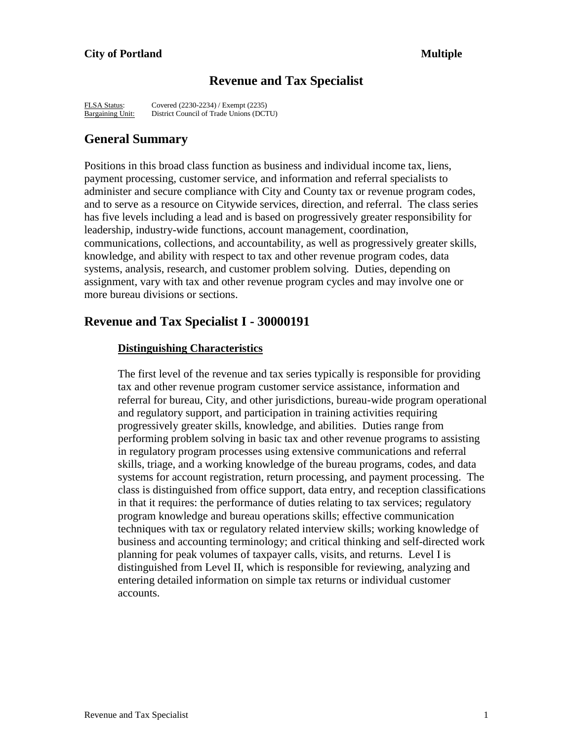**City of Portland** **Multiple**

# Revenue and Tax Specialist

FLSA Status: Covered (2230-2234) / Exempt (2235)
Bargaining Unit: District Council of Trade Unions (DCTU)

## General Summary

Positions in this broad class function as business and individual income tax, liens, payment processing, customer service, and information and referral specialists to administer and secure compliance with City and County tax or revenue program codes, and to serve as a resource on Citywide services, direction, and referral. The class series has five levels including a lead and is based on progressively greater responsibility for leadership, industry-wide functions, account management, coordination, communications, collections, and accountability, as well as progressively greater skills, knowledge, and ability with respect to tax and other revenue program codes, data systems, analysis, research, and customer problem solving. Duties, depending on assignment, vary with tax and other revenue program cycles and may involve one or more bureau divisions or sections.

## Revenue and Tax Specialist I - 30000191

### Distinguishing Characteristics

The first level of the revenue and tax series typically is responsible for providing tax and other revenue program customer service assistance, information and referral for bureau, City, and other jurisdictions, bureau-wide program operational and regulatory support, and participation in training activities requiring progressively greater skills, knowledge, and abilities. Duties range from performing problem solving in basic tax and other revenue programs to assisting in regulatory program processes using extensive communications and referral skills, triage, and a working knowledge of the bureau programs, codes, and data systems for account registration, return processing, and payment processing. The class is distinguished from office support, data entry, and reception classifications in that it requires: the performance of duties relating to tax services; regulatory program knowledge and bureau operations skills; effective communication techniques with tax or regulatory related interview skills; working knowledge of business and accounting terminology; and critical thinking and self-directed work planning for peak volumes of taxpayer calls, visits, and returns. Level I is distinguished from Level II, which is responsible for reviewing, analyzing and entering detailed information on simple tax returns or individual customer accounts.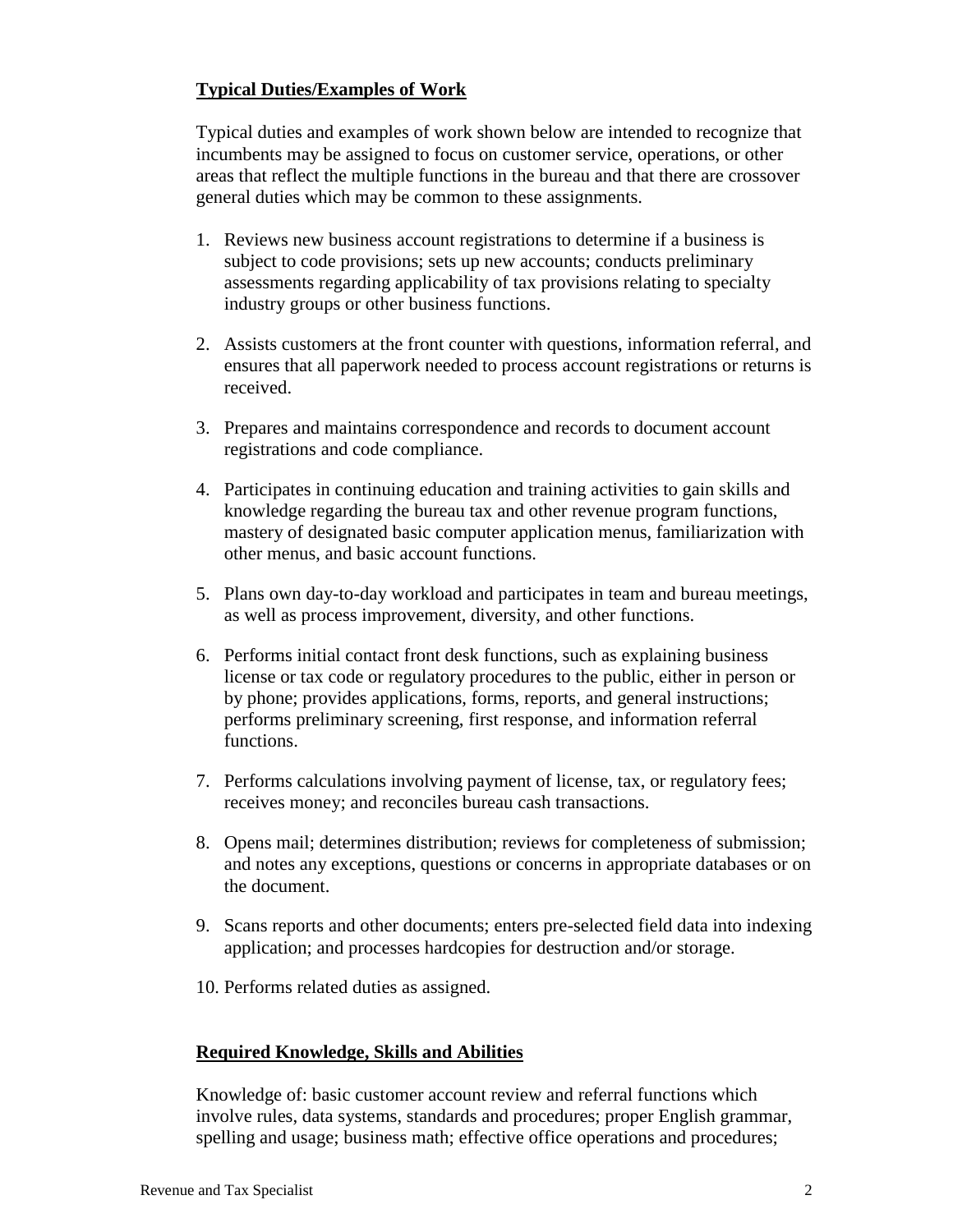**Typical Duties/Examples of Work**

Typical duties and examples of work shown below are intended to recognize that incumbents may be assigned to focus on customer service, operations, or other areas that reflect the multiple functions in the bureau and that there are crossover general duties which may be common to these assignments.

1. Reviews new business account registrations to determine if a business is subject to code provisions; sets up new accounts; conducts preliminary assessments regarding applicability of tax provisions relating to specialty industry groups or other business functions.

2. Assists customers at the front counter with questions, information referral, and ensures that all paperwork needed to process account registrations or returns is received.

3. Prepares and maintains correspondence and records to document account registrations and code compliance.

4. Participates in continuing education and training activities to gain skills and knowledge regarding the bureau tax and other revenue program functions, mastery of designated basic computer application menus, familiarization with other menus, and basic account functions.

5. Plans own day-to-day workload and participates in team and bureau meetings, as well as process improvement, diversity, and other functions.

6. Performs initial contact front desk functions, such as explaining business license or tax code or regulatory procedures to the public, either in person or by phone; provides applications, forms, reports, and general instructions; performs preliminary screening, first response, and information referral functions.

7. Performs calculations involving payment of license, tax, or regulatory fees; receives money; and reconciles bureau cash transactions.

8. Opens mail; determines distribution; reviews for completeness of submission; and notes any exceptions, questions or concerns in appropriate databases or on the document.

9. Scans reports and other documents; enters pre-selected field data into indexing application; and processes hardcopies for destruction and/or storage.

10. Performs related duties as assigned.

**Required Knowledge, Skills and Abilities**

Knowledge of: basic customer account review and referral functions which involve rules, data systems, standards and procedures; proper English grammar, spelling and usage; business math; effective office operations and procedures;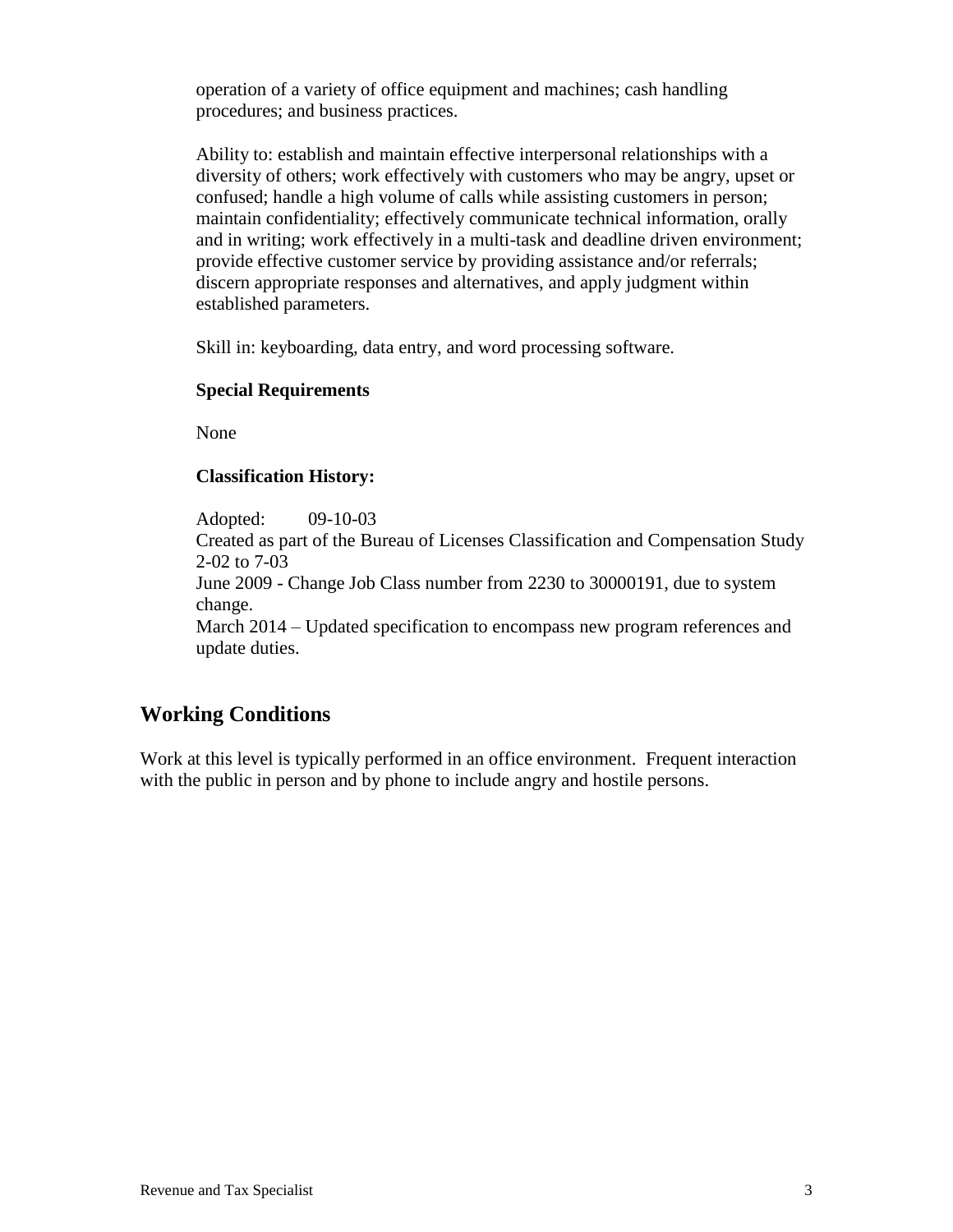operation of a variety of office equipment and machines; cash handling procedures; and business practices.

Ability to: establish and maintain effective interpersonal relationships with a diversity of others; work effectively with customers who may be angry, upset or confused; handle a high volume of calls while assisting customers in person; maintain confidentiality; effectively communicate technical information, orally and in writing; work effectively in a multi-task and deadline driven environment; provide effective customer service by providing assistance and/or referrals; discern appropriate responses and alternatives, and apply judgment within established parameters.

Skill in: keyboarding, data entry, and word processing software.

**Special Requirements**

None

**Classification History:**

Adopted: 09-10-03
Created as part of the Bureau of Licenses Classification and Compensation Study 2-02 to 7-03
June 2009 - Change Job Class number from 2230 to 30000191, due to system change.
March 2014 – Updated specification to encompass new program references and update duties.

## Working Conditions

Work at this level is typically performed in an office environment. Frequent interaction with the public in person and by phone to include angry and hostile persons.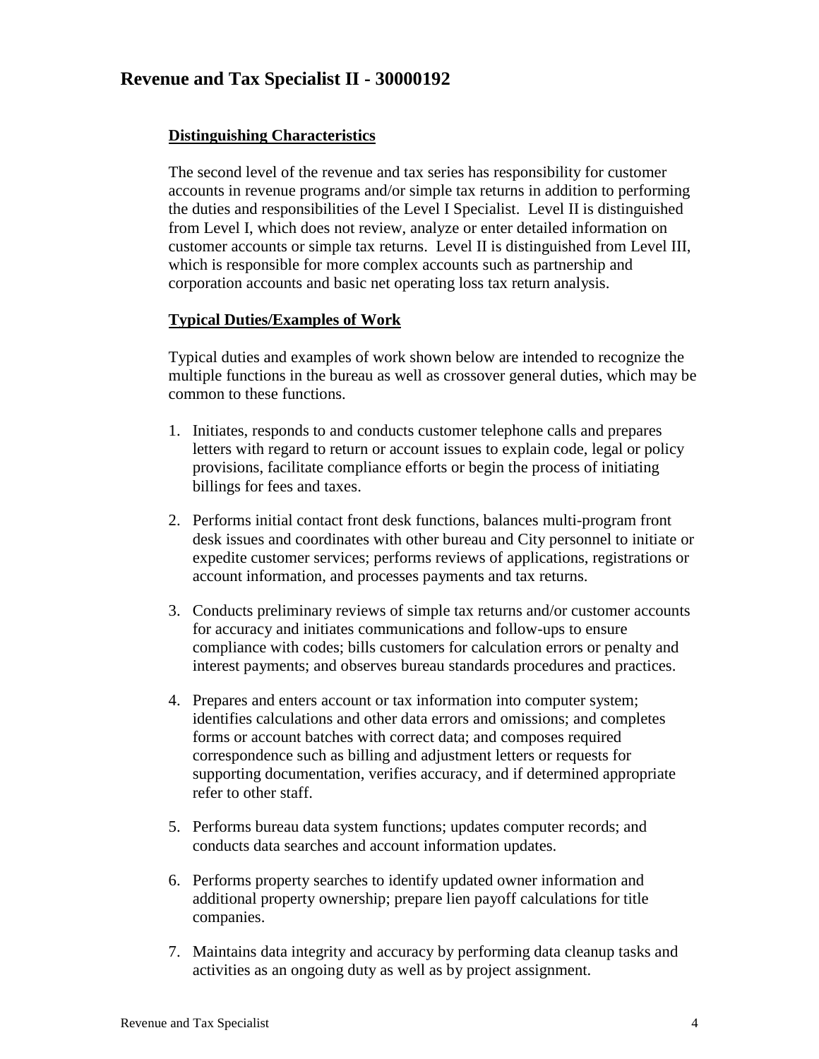## Revenue and Tax Specialist II - 30000192

### Distinguishing Characteristics

The second level of the revenue and tax series has responsibility for customer accounts in revenue programs and/or simple tax returns in addition to performing the duties and responsibilities of the Level I Specialist. Level II is distinguished from Level I, which does not review, analyze or enter detailed information on customer accounts or simple tax returns. Level II is distinguished from Level III, which is responsible for more complex accounts such as partnership and corporation accounts and basic net operating loss tax return analysis.

### Typical Duties/Examples of Work

Typical duties and examples of work shown below are intended to recognize the multiple functions in the bureau as well as crossover general duties, which may be common to these functions.

1. Initiates, responds to and conducts customer telephone calls and prepares letters with regard to return or account issues to explain code, legal or policy provisions, facilitate compliance efforts or begin the process of initiating billings for fees and taxes.

2. Performs initial contact front desk functions, balances multi-program front desk issues and coordinates with other bureau and City personnel to initiate or expedite customer services; performs reviews of applications, registrations or account information, and processes payments and tax returns.

3. Conducts preliminary reviews of simple tax returns and/or customer accounts for accuracy and initiates communications and follow-ups to ensure compliance with codes; bills customers for calculation errors or penalty and interest payments; and observes bureau standards procedures and practices.

4. Prepares and enters account or tax information into computer system; identifies calculations and other data errors and omissions; and completes forms or account batches with correct data; and composes required correspondence such as billing and adjustment letters or requests for supporting documentation, verifies accuracy, and if determined appropriate refer to other staff.

5. Performs bureau data system functions; updates computer records; and conducts data searches and account information updates.

6. Performs property searches to identify updated owner information and additional property ownership; prepare lien payoff calculations for title companies.

7. Maintains data integrity and accuracy by performing data cleanup tasks and activities as an ongoing duty as well as by project assignment.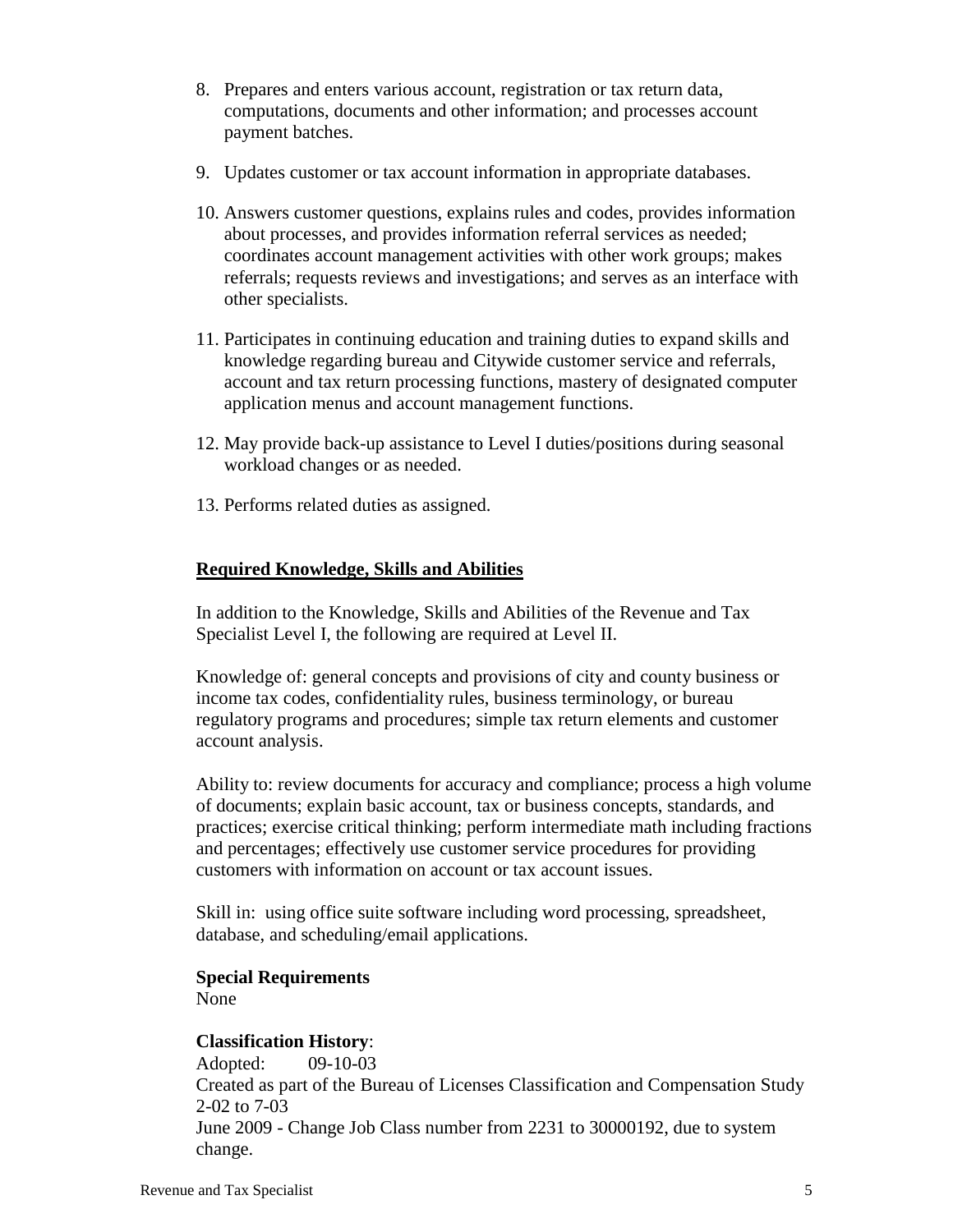8. Prepares and enters various account, registration or tax return data, computations, documents and other information; and processes account payment batches.

9. Updates customer or tax account information in appropriate databases.

10. Answers customer questions, explains rules and codes, provides information about processes, and provides information referral services as needed; coordinates account management activities with other work groups; makes referrals; requests reviews and investigations; and serves as an interface with other specialists.

11. Participates in continuing education and training duties to expand skills and knowledge regarding bureau and Citywide customer service and referrals, account and tax return processing functions, mastery of designated computer application menus and account management functions.

12. May provide back-up assistance to Level I duties/positions during seasonal workload changes or as needed.

13. Performs related duties as assigned.

## Required Knowledge, Skills and Abilities

In addition to the Knowledge, Skills and Abilities of the Revenue and Tax Specialist Level I, the following are required at Level II.

Knowledge of: general concepts and provisions of city and county business or income tax codes, confidentiality rules, business terminology, or bureau regulatory programs and procedures; simple tax return elements and customer account analysis.

Ability to: review documents for accuracy and compliance; process a high volume of documents; explain basic account, tax or business concepts, standards, and practices; exercise critical thinking; perform intermediate math including fractions and percentages; effectively use customer service procedures for providing customers with information on account or tax account issues.

Skill in: using office suite software including word processing, spreadsheet, database, and scheduling/email applications.

**Special Requirements**
None

**Classification History**:
Adopted: 09-10-03
Created as part of the Bureau of Licenses Classification and Compensation Study 2-02 to 7-03
June 2009 - Change Job Class number from 2231 to 30000192, due to system change.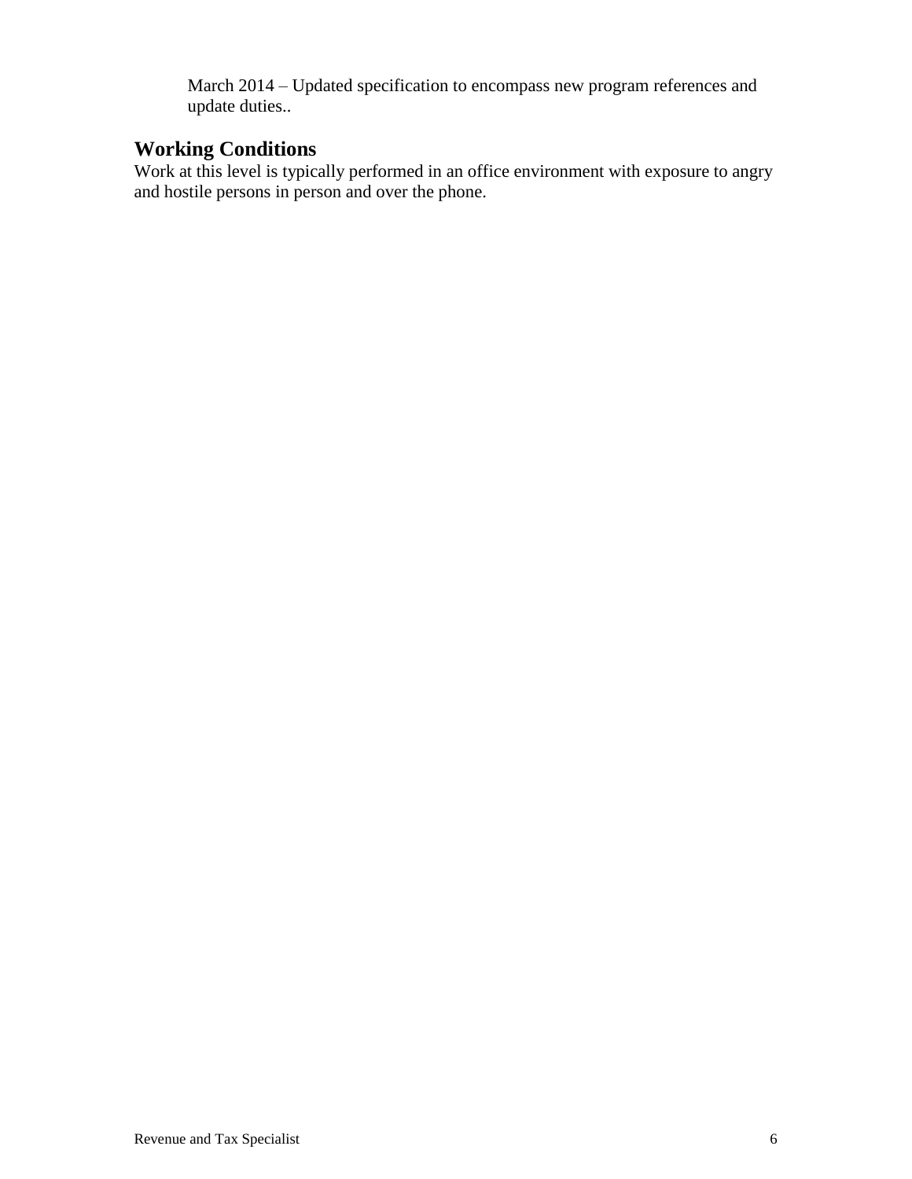March 2014 – Updated specification to encompass new program references and update duties..

## Working Conditions

Work at this level is typically performed in an office environment with exposure to angry and hostile persons in person and over the phone.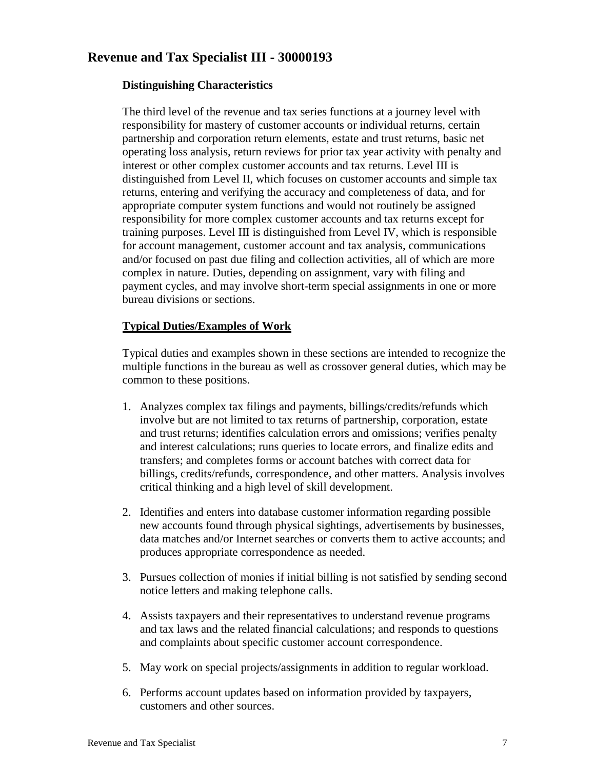## Revenue and Tax Specialist III - 30000193

### Distinguishing Characteristics

The third level of the revenue and tax series functions at a journey level with responsibility for mastery of customer accounts or individual returns, certain partnership and corporation return elements, estate and trust returns, basic net operating loss analysis, return reviews for prior tax year activity with penalty and interest or other complex customer accounts and tax returns. Level III is distinguished from Level II, which focuses on customer accounts and simple tax returns, entering and verifying the accuracy and completeness of data, and for appropriate computer system functions and would not routinely be assigned responsibility for more complex customer accounts and tax returns except for training purposes. Level III is distinguished from Level IV, which is responsible for account management, customer account and tax analysis, communications and/or focused on past due filing and collection activities, all of which are more complex in nature. Duties, depending on assignment, vary with filing and payment cycles, and may involve short-term special assignments in one or more bureau divisions or sections.

### Typical Duties/Examples of Work

Typical duties and examples shown in these sections are intended to recognize the multiple functions in the bureau as well as crossover general duties, which may be common to these positions.

1. Analyzes complex tax filings and payments, billings/credits/refunds which involve but are not limited to tax returns of partnership, corporation, estate and trust returns; identifies calculation errors and omissions; verifies penalty and interest calculations; runs queries to locate errors, and finalize edits and transfers; and completes forms or account batches with correct data for billings, credits/refunds, correspondence, and other matters. Analysis involves critical thinking and a high level of skill development.

2. Identifies and enters into database customer information regarding possible new accounts found through physical sightings, advertisements by businesses, data matches and/or Internet searches or converts them to active accounts; and produces appropriate correspondence as needed.

3. Pursues collection of monies if initial billing is not satisfied by sending second notice letters and making telephone calls.

4. Assists taxpayers and their representatives to understand revenue programs and tax laws and the related financial calculations; and responds to questions and complaints about specific customer account correspondence.

5. May work on special projects/assignments in addition to regular workload.

6. Performs account updates based on information provided by taxpayers, customers and other sources.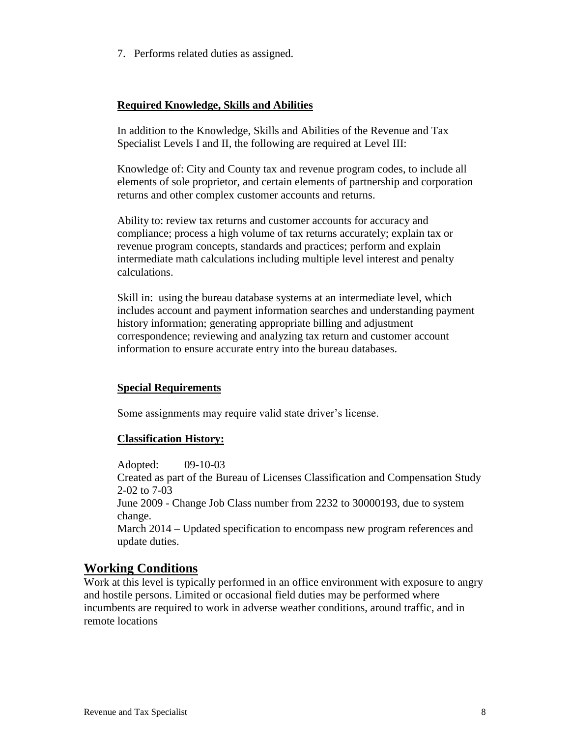7. Performs related duties as assigned.

**Required Knowledge, Skills and Abilities**

In addition to the Knowledge, Skills and Abilities of the Revenue and Tax Specialist Levels I and II, the following are required at Level III:

Knowledge of: City and County tax and revenue program codes, to include all elements of sole proprietor, and certain elements of partnership and corporation returns and other complex customer accounts and returns.

Ability to: review tax returns and customer accounts for accuracy and compliance; process a high volume of tax returns accurately; explain tax or revenue program concepts, standards and practices; perform and explain intermediate math calculations including multiple level interest and penalty calculations.

Skill in: using the bureau database systems at an intermediate level, which includes account and payment information searches and understanding payment history information; generating appropriate billing and adjustment correspondence; reviewing and analyzing tax return and customer account information to ensure accurate entry into the bureau databases.

**Special Requirements**

Some assignments may require valid state driver's license.

**Classification History:**

Adopted: 09-10-03
Created as part of the Bureau of Licenses Classification and Compensation Study 2-02 to 7-03
June 2009 - Change Job Class number from 2232 to 30000193, due to system change.
March 2014 – Updated specification to encompass new program references and update duties.

## Working Conditions

Work at this level is typically performed in an office environment with exposure to angry and hostile persons. Limited or occasional field duties may be performed where incumbents are required to work in adverse weather conditions, around traffic, and in remote locations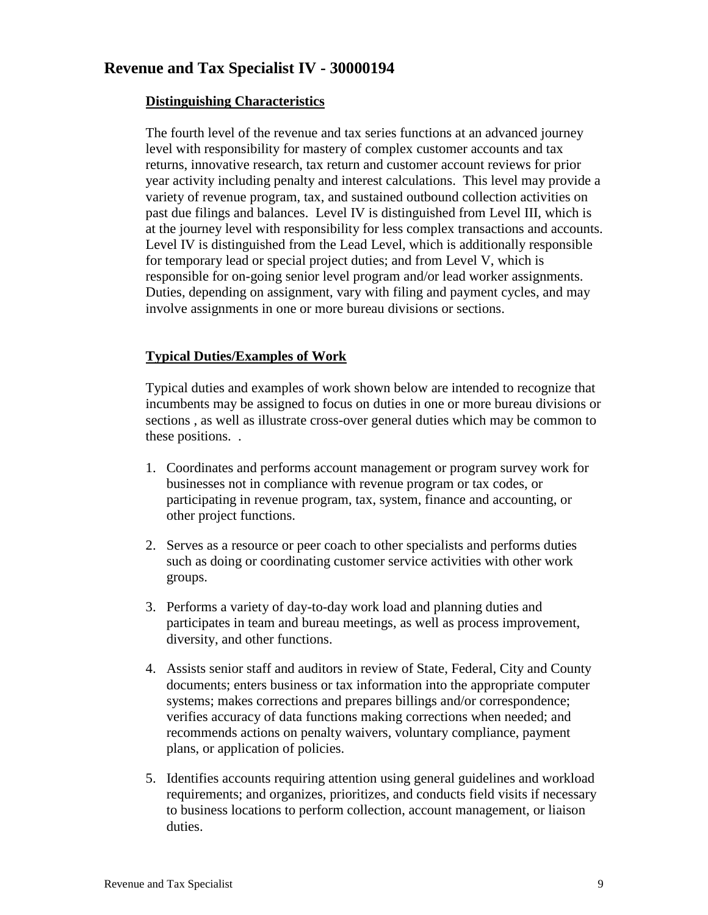## Revenue and Tax Specialist IV - 30000194

### Distinguishing Characteristics

The fourth level of the revenue and tax series functions at an advanced journey level with responsibility for mastery of complex customer accounts and tax returns, innovative research, tax return and customer account reviews for prior year activity including penalty and interest calculations. This level may provide a variety of revenue program, tax, and sustained outbound collection activities on past due filings and balances. Level IV is distinguished from Level III, which is at the journey level with responsibility for less complex transactions and accounts. Level IV is distinguished from the Lead Level, which is additionally responsible for temporary lead or special project duties; and from Level V, which is responsible for on-going senior level program and/or lead worker assignments. Duties, depending on assignment, vary with filing and payment cycles, and may involve assignments in one or more bureau divisions or sections.

### Typical Duties/Examples of Work

Typical duties and examples of work shown below are intended to recognize that incumbents may be assigned to focus on duties in one or more bureau divisions or sections , as well as illustrate cross-over general duties which may be common to these positions. .

1. Coordinates and performs account management or program survey work for businesses not in compliance with revenue program or tax codes, or participating in revenue program, tax, system, finance and accounting, or other project functions.
2. Serves as a resource or peer coach to other specialists and performs duties such as doing or coordinating customer service activities with other work groups.
3. Performs a variety of day-to-day work load and planning duties and participates in team and bureau meetings, as well as process improvement, diversity, and other functions.
4. Assists senior staff and auditors in review of State, Federal, City and County documents; enters business or tax information into the appropriate computer systems; makes corrections and prepares billings and/or correspondence; verifies accuracy of data functions making corrections when needed; and recommends actions on penalty waivers, voluntary compliance, payment plans, or application of policies.
5. Identifies accounts requiring attention using general guidelines and workload requirements; and organizes, prioritizes, and conducts field visits if necessary to business locations to perform collection, account management, or liaison duties.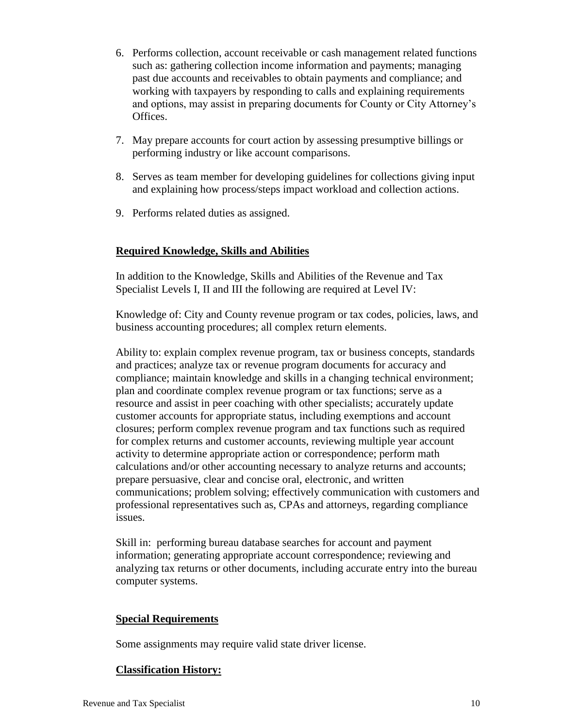6. Performs collection, account receivable or cash management related functions such as: gathering collection income information and payments; managing past due accounts and receivables to obtain payments and compliance; and working with taxpayers by responding to calls and explaining requirements and options, may assist in preparing documents for County or City Attorney's Offices.

7. May prepare accounts for court action by assessing presumptive billings or performing industry or like account comparisons.

8. Serves as team member for developing guidelines for collections giving input and explaining how process/steps impact workload and collection actions.

9. Performs related duties as assigned.

## Required Knowledge, Skills and Abilities

In addition to the Knowledge, Skills and Abilities of the Revenue and Tax Specialist Levels I, II and III the following are required at Level IV:

Knowledge of: City and County revenue program or tax codes, policies, laws, and business accounting procedures; all complex return elements.

Ability to: explain complex revenue program, tax or business concepts, standards and practices; analyze tax or revenue program documents for accuracy and compliance; maintain knowledge and skills in a changing technical environment; plan and coordinate complex revenue program or tax functions; serve as a resource and assist in peer coaching with other specialists; accurately update customer accounts for appropriate status, including exemptions and account closures; perform complex revenue program and tax functions such as required for complex returns and customer accounts, reviewing multiple year account activity to determine appropriate action or correspondence; perform math calculations and/or other accounting necessary to analyze returns and accounts; prepare persuasive, clear and concise oral, electronic, and written communications; problem solving; effectively communication with customers and professional representatives such as, CPAs and attorneys, regarding compliance issues.

Skill in: performing bureau database searches for account and payment information; generating appropriate account correspondence; reviewing and analyzing tax returns or other documents, including accurate entry into the bureau computer systems.

## Special Requirements

Some assignments may require valid state driver license.

## Classification History: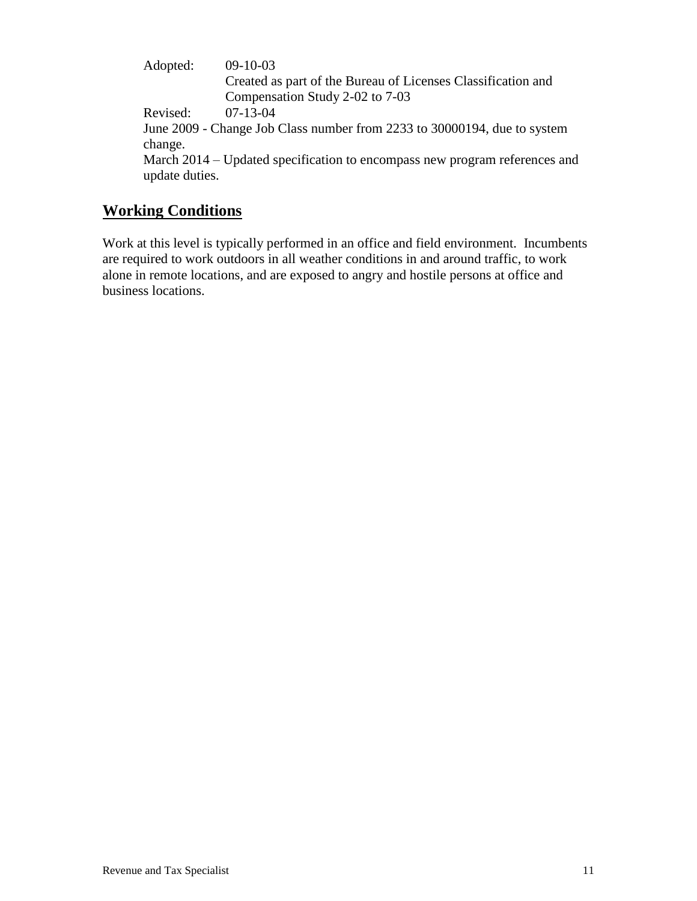Adopted: 09-10-03
Created as part of the Bureau of Licenses Classification and Compensation Study 2-02 to 7-03
Revised: 07-13-04
June 2009 - Change Job Class number from 2233 to 30000194, due to system change.
March 2014 – Updated specification to encompass new program references and update duties.

## Working Conditions

Work at this level is typically performed in an office and field environment. Incumbents are required to work outdoors in all weather conditions in and around traffic, to work alone in remote locations, and are exposed to angry and hostile persons at office and business locations.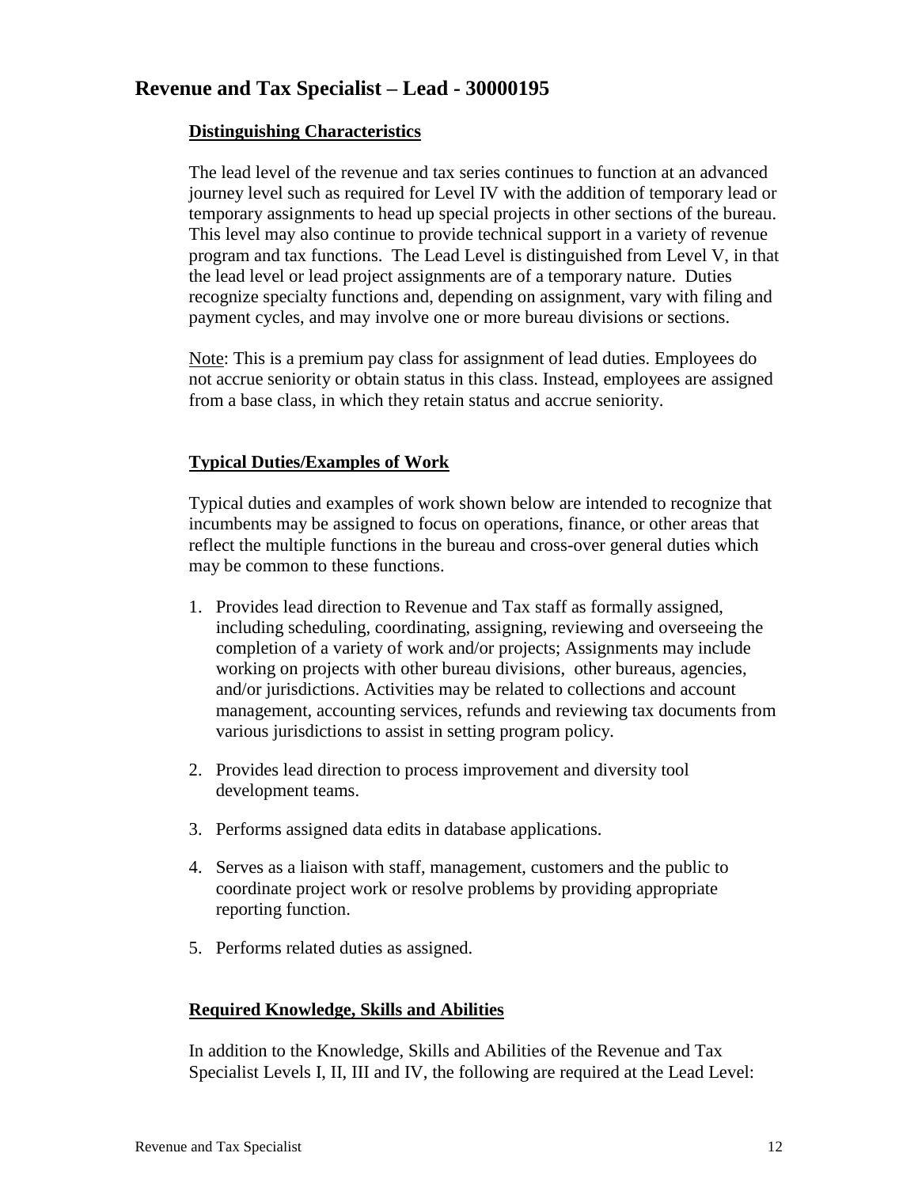## Revenue and Tax Specialist – Lead - 30000195

### Distinguishing Characteristics

The lead level of the revenue and tax series continues to function at an advanced journey level such as required for Level IV with the addition of temporary lead or temporary assignments to head up special projects in other sections of the bureau. This level may also continue to provide technical support in a variety of revenue program and tax functions. The Lead Level is distinguished from Level V, in that the lead level or lead project assignments are of a temporary nature. Duties recognize specialty functions and, depending on assignment, vary with filing and payment cycles, and may involve one or more bureau divisions or sections.

Note: This is a premium pay class for assignment of lead duties. Employees do not accrue seniority or obtain status in this class. Instead, employees are assigned from a base class, in which they retain status and accrue seniority.

### Typical Duties/Examples of Work

Typical duties and examples of work shown below are intended to recognize that incumbents may be assigned to focus on operations, finance, or other areas that reflect the multiple functions in the bureau and cross-over general duties which may be common to these functions.

1. Provides lead direction to Revenue and Tax staff as formally assigned, including scheduling, coordinating, assigning, reviewing and overseeing the completion of a variety of work and/or projects; Assignments may include working on projects with other bureau divisions, other bureaus, agencies, and/or jurisdictions. Activities may be related to collections and account management, accounting services, refunds and reviewing tax documents from various jurisdictions to assist in setting program policy.
2. Provides lead direction to process improvement and diversity tool development teams.
3. Performs assigned data edits in database applications.
4. Serves as a liaison with staff, management, customers and the public to coordinate project work or resolve problems by providing appropriate reporting function.
5. Performs related duties as assigned.

### Required Knowledge, Skills and Abilities

In addition to the Knowledge, Skills and Abilities of the Revenue and Tax Specialist Levels I, II, III and IV, the following are required at the Lead Level: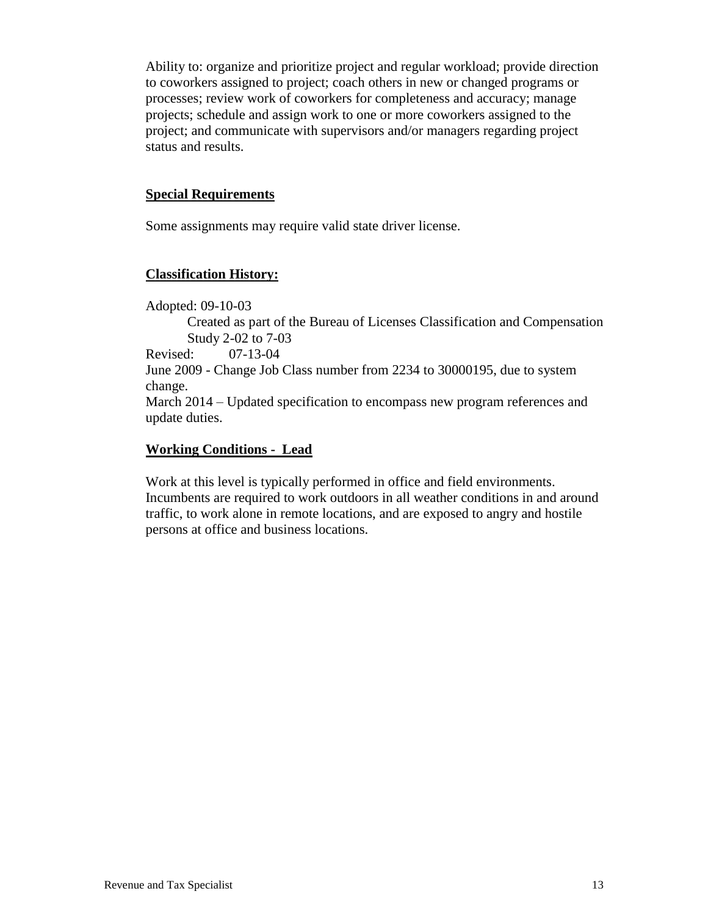Ability to: organize and prioritize project and regular workload; provide direction to coworkers assigned to project; coach others in new or changed programs or processes; review work of coworkers for completeness and accuracy; manage projects; schedule and assign work to one or more coworkers assigned to the project; and communicate with supervisors and/or managers regarding project status and results.

## Special Requirements

Some assignments may require valid state driver license.

## Classification History:

Adopted: 09-10-03

Created as part of the Bureau of Licenses Classification and Compensation Study 2-02 to 7-03

Revised: 07-13-04

June 2009 - Change Job Class number from 2234 to 30000195, due to system change.

March 2014 – Updated specification to encompass new program references and update duties.

## Working Conditions - Lead

Work at this level is typically performed in office and field environments. Incumbents are required to work outdoors in all weather conditions in and around traffic, to work alone in remote locations, and are exposed to angry and hostile persons at office and business locations.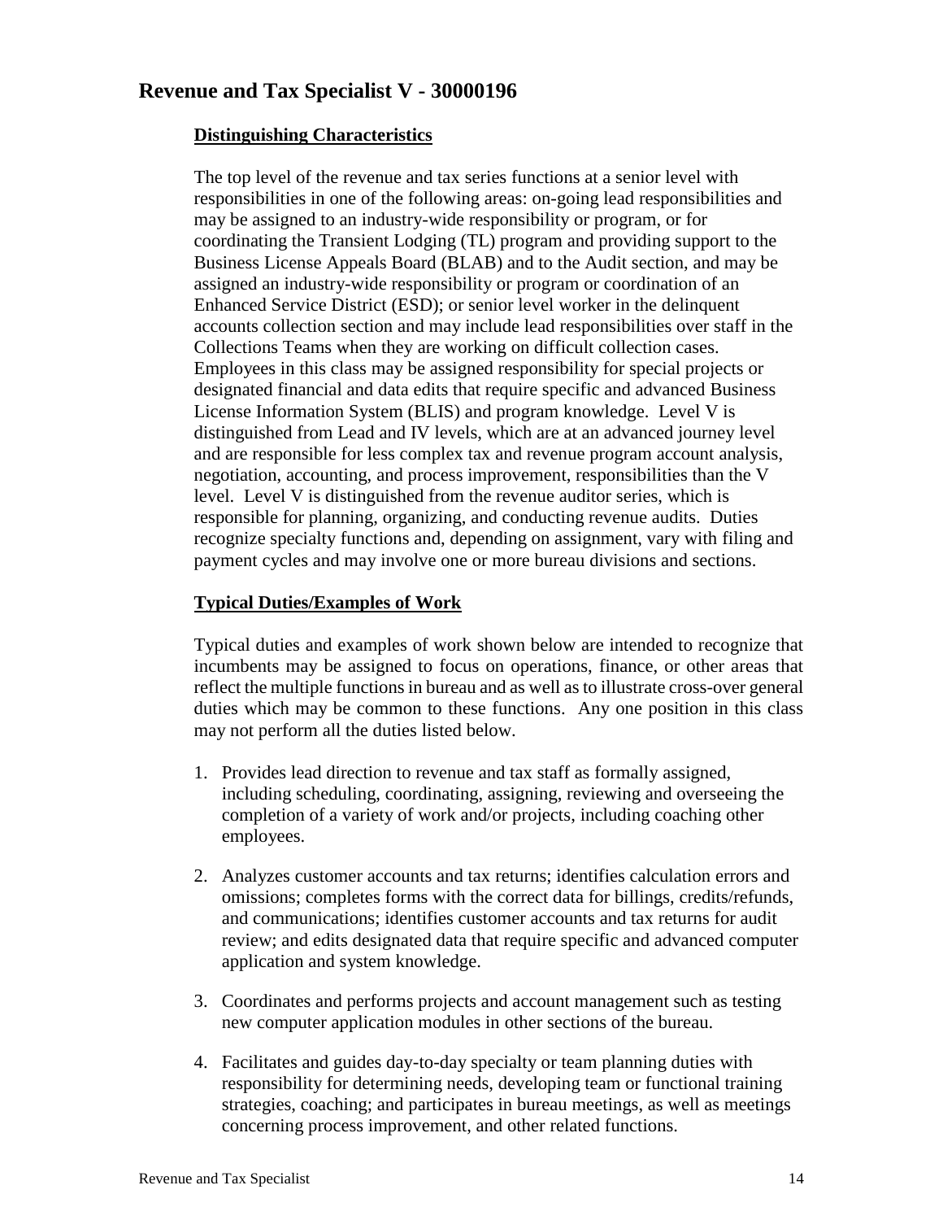## Revenue and Tax Specialist V - 30000196

### Distinguishing Characteristics

The top level of the revenue and tax series functions at a senior level with responsibilities in one of the following areas: on-going lead responsibilities and may be assigned to an industry-wide responsibility or program, or for coordinating the Transient Lodging (TL) program and providing support to the Business License Appeals Board (BLAB) and to the Audit section, and may be assigned an industry-wide responsibility or program or coordination of an Enhanced Service District (ESD); or senior level worker in the delinquent accounts collection section and may include lead responsibilities over staff in the Collections Teams when they are working on difficult collection cases. Employees in this class may be assigned responsibility for special projects or designated financial and data edits that require specific and advanced Business License Information System (BLIS) and program knowledge. Level V is distinguished from Lead and IV levels, which are at an advanced journey level and are responsible for less complex tax and revenue program account analysis, negotiation, accounting, and process improvement, responsibilities than the V level. Level V is distinguished from the revenue auditor series, which is responsible for planning, organizing, and conducting revenue audits. Duties recognize specialty functions and, depending on assignment, vary with filing and payment cycles and may involve one or more bureau divisions and sections.

### Typical Duties/Examples of Work

Typical duties and examples of work shown below are intended to recognize that incumbents may be assigned to focus on operations, finance, or other areas that reflect the multiple functions in bureau and as well as to illustrate cross-over general duties which may be common to these functions. Any one position in this class may not perform all the duties listed below.

1. Provides lead direction to revenue and tax staff as formally assigned, including scheduling, coordinating, assigning, reviewing and overseeing the completion of a variety of work and/or projects, including coaching other employees.

2. Analyzes customer accounts and tax returns; identifies calculation errors and omissions; completes forms with the correct data for billings, credits/refunds, and communications; identifies customer accounts and tax returns for audit review; and edits designated data that require specific and advanced computer application and system knowledge.

3. Coordinates and performs projects and account management such as testing new computer application modules in other sections of the bureau.

4. Facilitates and guides day-to-day specialty or team planning duties with responsibility for determining needs, developing team or functional training strategies, coaching; and participates in bureau meetings, as well as meetings concerning process improvement, and other related functions.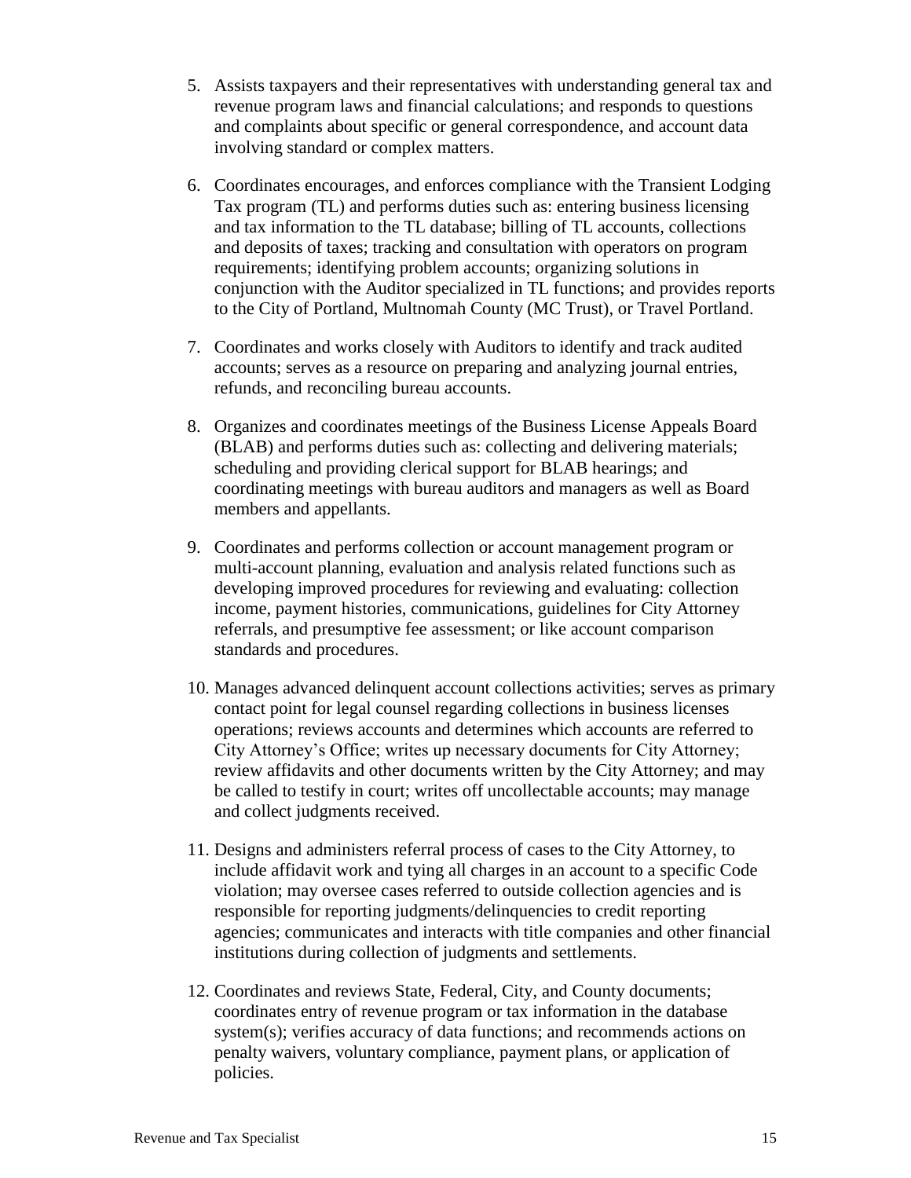5. Assists taxpayers and their representatives with understanding general tax and revenue program laws and financial calculations; and responds to questions and complaints about specific or general correspondence, and account data involving standard or complex matters.

6. Coordinates encourages, and enforces compliance with the Transient Lodging Tax program (TL) and performs duties such as: entering business licensing and tax information to the TL database; billing of TL accounts, collections and deposits of taxes; tracking and consultation with operators on program requirements; identifying problem accounts; organizing solutions in conjunction with the Auditor specialized in TL functions; and provides reports to the City of Portland, Multnomah County (MC Trust), or Travel Portland.

7. Coordinates and works closely with Auditors to identify and track audited accounts; serves as a resource on preparing and analyzing journal entries, refunds, and reconciling bureau accounts.

8. Organizes and coordinates meetings of the Business License Appeals Board (BLAB) and performs duties such as: collecting and delivering materials; scheduling and providing clerical support for BLAB hearings; and coordinating meetings with bureau auditors and managers as well as Board members and appellants.

9. Coordinates and performs collection or account management program or multi-account planning, evaluation and analysis related functions such as developing improved procedures for reviewing and evaluating: collection income, payment histories, communications, guidelines for City Attorney referrals, and presumptive fee assessment; or like account comparison standards and procedures.

10. Manages advanced delinquent account collections activities; serves as primary contact point for legal counsel regarding collections in business licenses operations; reviews accounts and determines which accounts are referred to City Attorney's Office; writes up necessary documents for City Attorney; review affidavits and other documents written by the City Attorney; and may be called to testify in court; writes off uncollectable accounts; may manage and collect judgments received.

11. Designs and administers referral process of cases to the City Attorney, to include affidavit work and tying all charges in an account to a specific Code violation; may oversee cases referred to outside collection agencies and is responsible for reporting judgments/delinquencies to credit reporting agencies; communicates and interacts with title companies and other financial institutions during collection of judgments and settlements.

12. Coordinates and reviews State, Federal, City, and County documents; coordinates entry of revenue program or tax information in the database system(s); verifies accuracy of data functions; and recommends actions on penalty waivers, voluntary compliance, payment plans, or application of policies.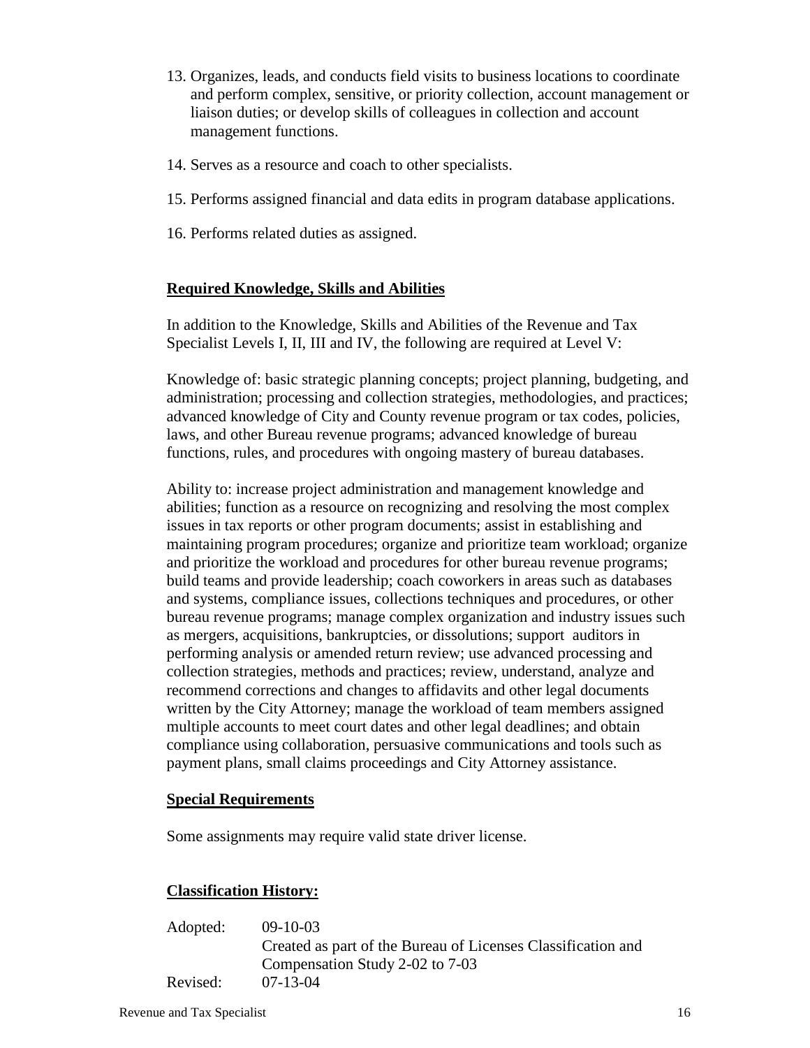13. Organizes, leads, and conducts field visits to business locations to coordinate and perform complex, sensitive, or priority collection, account management or liaison duties; or develop skills of colleagues in collection and account management functions.

14. Serves as a resource and coach to other specialists.

15. Performs assigned financial and data edits in program database applications.

16. Performs related duties as assigned.

## Required Knowledge, Skills and Abilities

In addition to the Knowledge, Skills and Abilities of the Revenue and Tax Specialist Levels I, II, III and IV, the following are required at Level V:

Knowledge of: basic strategic planning concepts; project planning, budgeting, and administration; processing and collection strategies, methodologies, and practices; advanced knowledge of City and County revenue program or tax codes, policies, laws, and other Bureau revenue programs; advanced knowledge of bureau functions, rules, and procedures with ongoing mastery of bureau databases.

Ability to: increase project administration and management knowledge and abilities; function as a resource on recognizing and resolving the most complex issues in tax reports or other program documents; assist in establishing and maintaining program procedures; organize and prioritize team workload; organize and prioritize the workload and procedures for other bureau revenue programs; build teams and provide leadership; coach coworkers in areas such as databases and systems, compliance issues, collections techniques and procedures, or other bureau revenue programs; manage complex organization and industry issues such as mergers, acquisitions, bankruptcies, or dissolutions; support auditors in performing analysis or amended return review; use advanced processing and collection strategies, methods and practices; review, understand, analyze and recommend corrections and changes to affidavits and other legal documents written by the City Attorney; manage the workload of team members assigned multiple accounts to meet court dates and other legal deadlines; and obtain compliance using collaboration, persuasive communications and tools such as payment plans, small claims proceedings and City Attorney assistance.

## Special Requirements

Some assignments may require valid state driver license.

## Classification History:

| | |
|---|---|
| Adopted: | 09-10-03<br>Created as part of the Bureau of Licenses Classification and Compensation Study 2-02 to 7-03 |
| Revised: | 07-13-04 |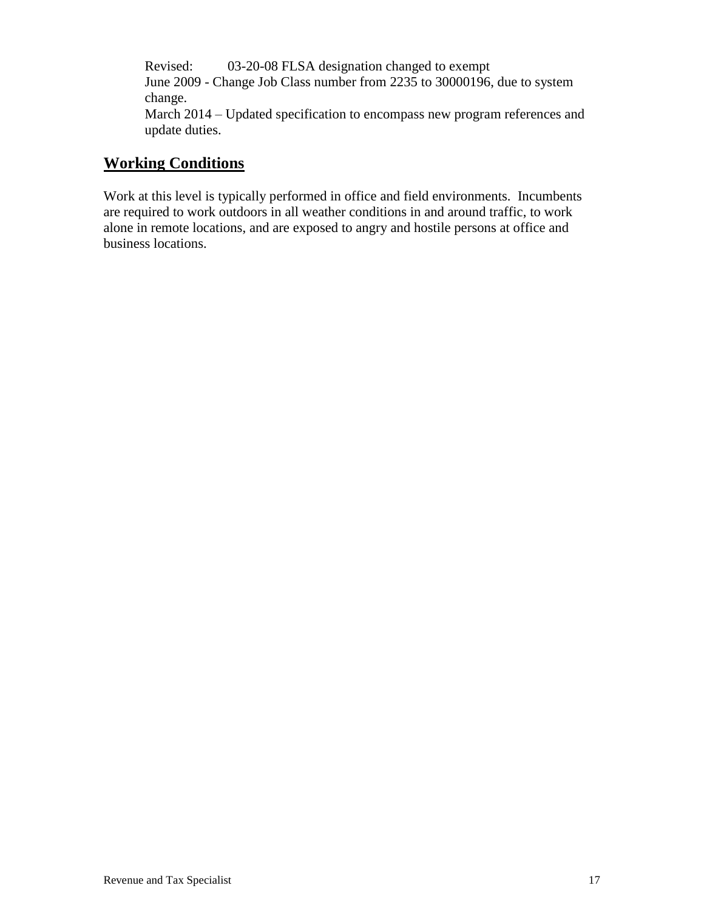Revised: 03-20-08 FLSA designation changed to exempt
June 2009 - Change Job Class number from 2235 to 30000196, due to system change.
March 2014 – Updated specification to encompass new program references and update duties.

## Working Conditions

Work at this level is typically performed in office and field environments. Incumbents are required to work outdoors in all weather conditions in and around traffic, to work alone in remote locations, and are exposed to angry and hostile persons at office and business locations.